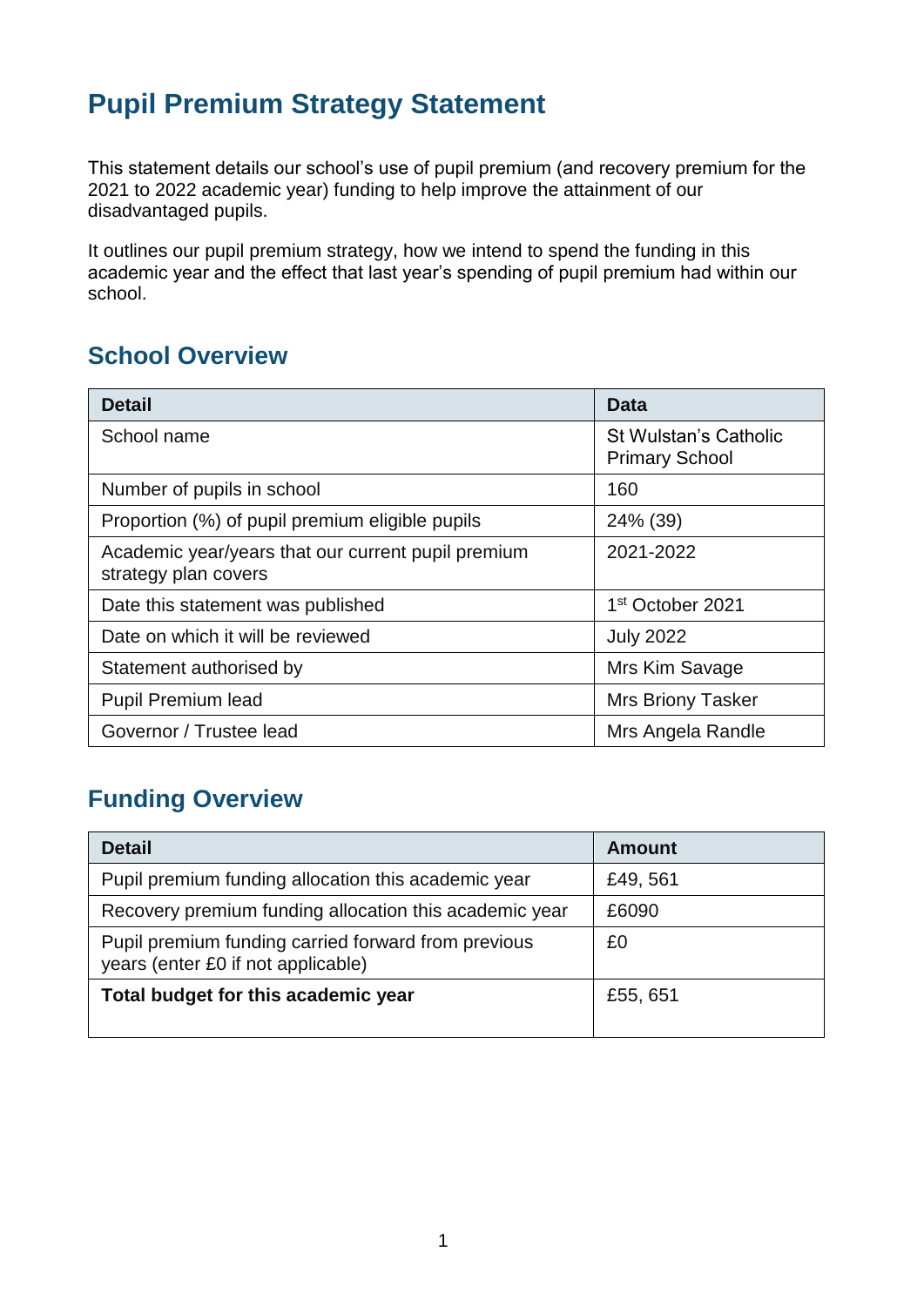# Pupil Premium Strategy Statement

This statement details our school's use of pupil premium (and recovery premium for the 2021 to 2022 academic year) funding to help improve the attainment of our disadvantaged pupils.

It outlines our pupil premium strategy, how we intend to spend the funding in this academic year and the effect that last year's spending of pupil premium had within our school.

## School Overview

| Detail | Data |
|---|---|
| School name | St Wulstan's Catholic Primary School |
| Number of pupils in school | 160 |
| Proportion (%) of pupil premium eligible pupils | 24% (39) |
| Academic year/years that our current pupil premium strategy plan covers | 2021-2022 |
| Date this statement was published | 1st October 2021 |
| Date on which it will be reviewed | July 2022 |
| Statement authorised by | Mrs Kim Savage |
| Pupil Premium lead | Mrs Briony Tasker |
| Governor / Trustee lead | Mrs Angela Randle |

## Funding Overview

| Detail | Amount |
|---|---|
| Pupil premium funding allocation this academic year | £49, 561 |
| Recovery premium funding allocation this academic year | £6090 |
| Pupil premium funding carried forward from previous years (enter £0 if not applicable) | £0 |
| **Total budget for this academic year** | £55, 651 |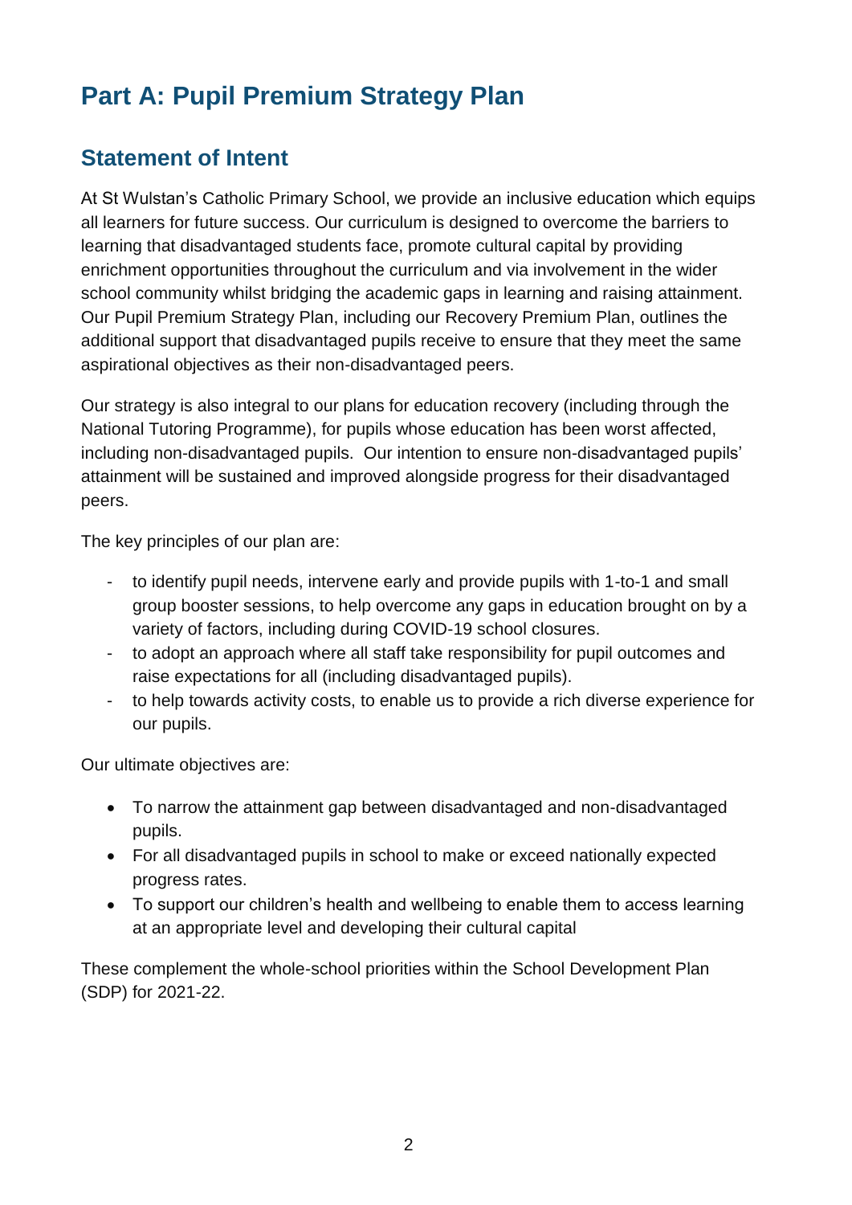# Part A: Pupil Premium Strategy Plan

## Statement of Intent

At St Wulstan's Catholic Primary School, we provide an inclusive education which equips all learners for future success. Our curriculum is designed to overcome the barriers to learning that disadvantaged students face, promote cultural capital by providing enrichment opportunities throughout the curriculum and via involvement in the wider school community whilst bridging the academic gaps in learning and raising attainment. Our Pupil Premium Strategy Plan, including our Recovery Premium Plan, outlines the additional support that disadvantaged pupils receive to ensure that they meet the same aspirational objectives as their non-disadvantaged peers.

Our strategy is also integral to our plans for education recovery (including through the National Tutoring Programme), for pupils whose education has been worst affected, including non-disadvantaged pupils. Our intention to ensure non-disadvantaged pupils' attainment will be sustained and improved alongside progress for their disadvantaged peers.

The key principles of our plan are:

- to identify pupil needs, intervene early and provide pupils with 1-to-1 and small group booster sessions, to help overcome any gaps in education brought on by a variety of factors, including during COVID-19 school closures.
- to adopt an approach where all staff take responsibility for pupil outcomes and raise expectations for all (including disadvantaged pupils).
- to help towards activity costs, to enable us to provide a rich diverse experience for our pupils.

Our ultimate objectives are:

- To narrow the attainment gap between disadvantaged and non-disadvantaged pupils.
- For all disadvantaged pupils in school to make or exceed nationally expected progress rates.
- To support our children's health and wellbeing to enable them to access learning at an appropriate level and developing their cultural capital

These complement the whole-school priorities within the School Development Plan (SDP) for 2021-22.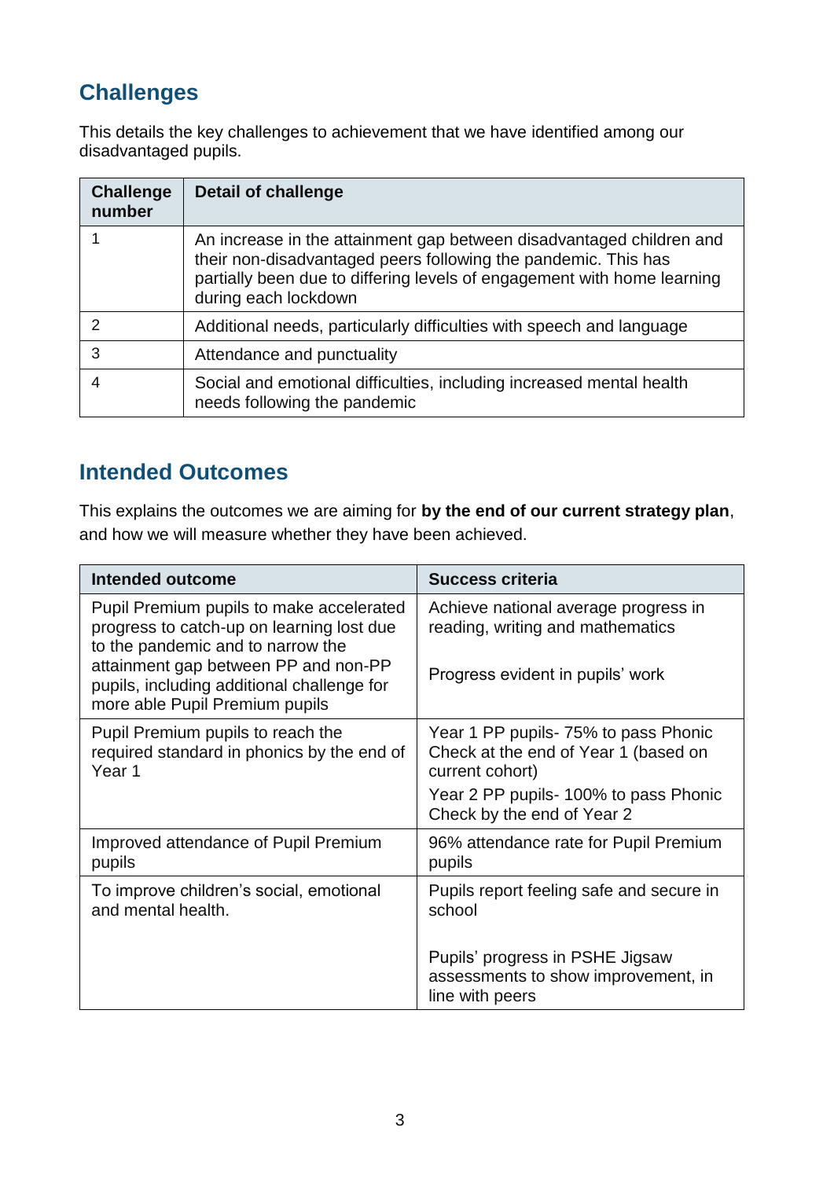## Challenges

This details the key challenges to achievement that we have identified among our disadvantaged pupils.

| Challenge number | Detail of challenge |
|---|---|
| 1 | An increase in the attainment gap between disadvantaged children and their non-disadvantaged peers following the pandemic. This has partially been due to differing levels of engagement with home learning during each lockdown |
| 2 | Additional needs, particularly difficulties with speech and language |
| 3 | Attendance and punctuality |
| 4 | Social and emotional difficulties, including increased mental health needs following the pandemic |

## Intended Outcomes

This explains the outcomes we are aiming for **by the end of our current strategy plan**, and how we will measure whether they have been achieved.

| Intended outcome | Success criteria |
|---|---|
| Pupil Premium pupils to make accelerated progress to catch-up on learning lost due to the pandemic and to narrow the attainment gap between PP and non-PP pupils, including additional challenge for more able Pupil Premium pupils | Achieve national average progress in reading, writing and mathematics<br><br>Progress evident in pupils' work |
| Pupil Premium pupils to reach the required standard in phonics by the end of Year 1 | Year 1 PP pupils- 75% to pass Phonic Check at the end of Year 1 (based on current cohort)<br>Year 2 PP pupils- 100% to pass Phonic Check by the end of Year 2 |
| Improved attendance of Pupil Premium pupils | 96% attendance rate for Pupil Premium pupils |
| To improve children's social, emotional and mental health. | Pupils report feeling safe and secure in school<br><br>Pupils' progress in PSHE Jigsaw assessments to show improvement, in line with peers |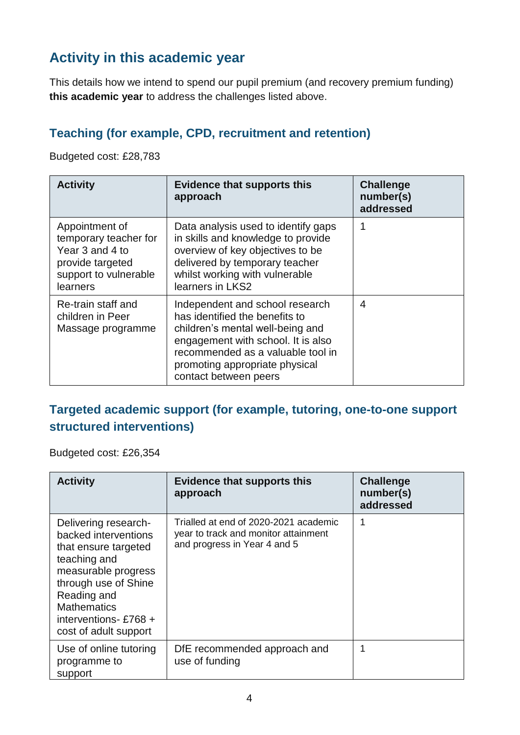## Activity in this academic year

This details how we intend to spend our pupil premium (and recovery premium funding) **this academic year** to address the challenges listed above.

### Teaching (for example, CPD, recruitment and retention)

Budgeted cost: £28,783

| Activity | Evidence that supports this approach | Challenge number(s) addressed |
|---|---|---|
| Appointment of temporary teacher for Year 3 and 4 to provide targeted support to vulnerable learners | Data analysis used to identify gaps in skills and knowledge to provide overview of key objectives to be delivered by temporary teacher whilst working with vulnerable learners in LKS2 | 1 |
| Re-train staff and children in Peer Massage programme | Independent and school research has identified the benefits to children's mental well-being and engagement with school. It is also recommended as a valuable tool in promoting appropriate physical contact between peers | 4 |

### Targeted academic support (for example, tutoring, one-to-one support structured interventions)

Budgeted cost: £26,354

| Activity | Evidence that supports this approach | Challenge number(s) addressed |
|---|---|---|
| Delivering research-backed interventions that ensure targeted teaching and measurable progress through use of Shine Reading and Mathematics interventions- £768 + cost of adult support | Trialled at end of 2020-2021 academic year to track and monitor attainment and progress in Year 4 and 5 | 1 |
| Use of online tutoring programme to support | DfE recommended approach and use of funding | 1 |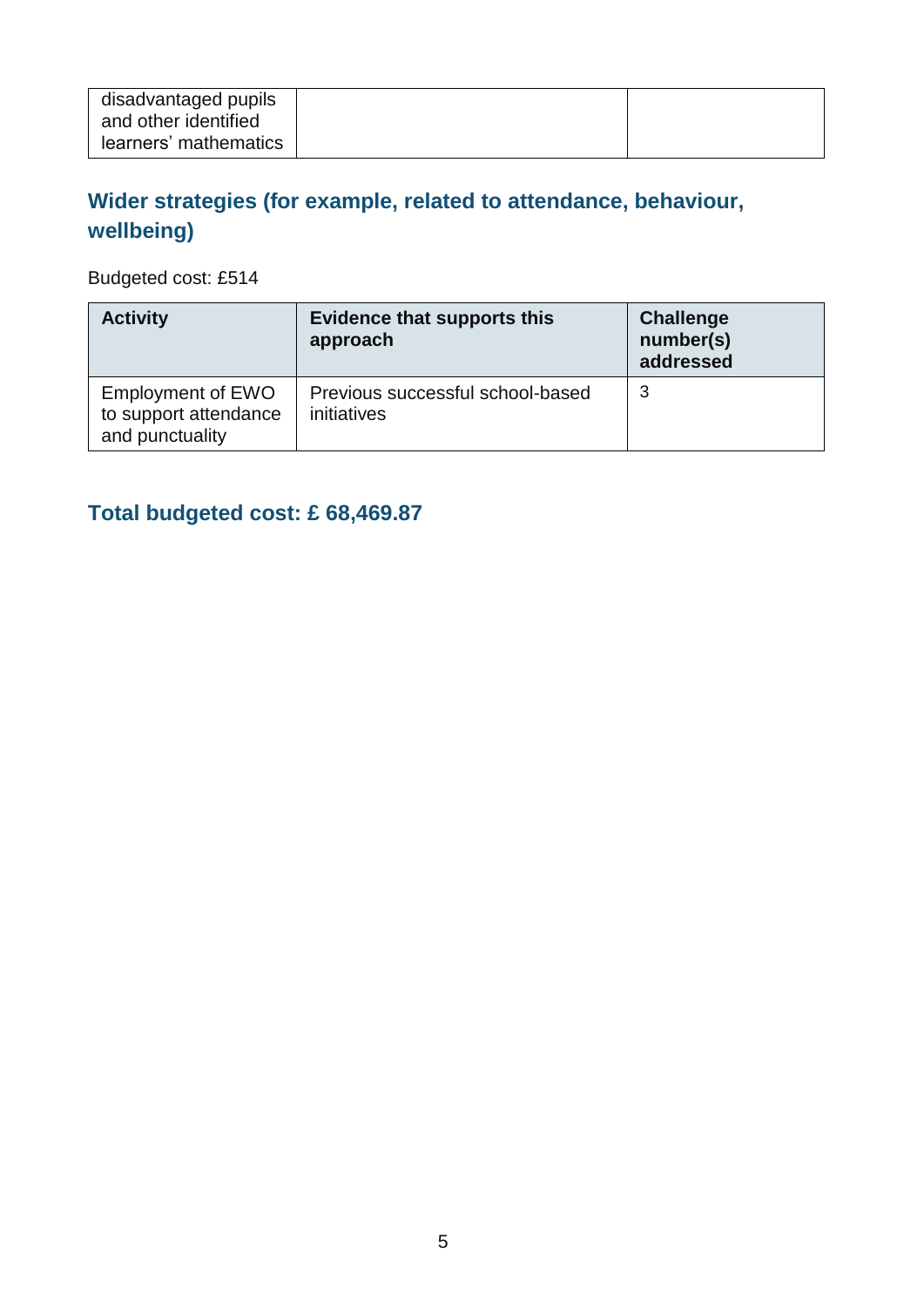| | | |
|---|---|---|
| disadvantaged pupils and other identified learners' mathematics | | |

## Wider strategies (for example, related to attendance, behaviour, wellbeing)

Budgeted cost: £514

| Activity | Evidence that supports this approach | Challenge number(s) addressed |
|---|---|---|
| Employment of EWO to support attendance and punctuality | Previous successful school-based initiatives | 3 |

## Total budgeted cost: £ 68,469.87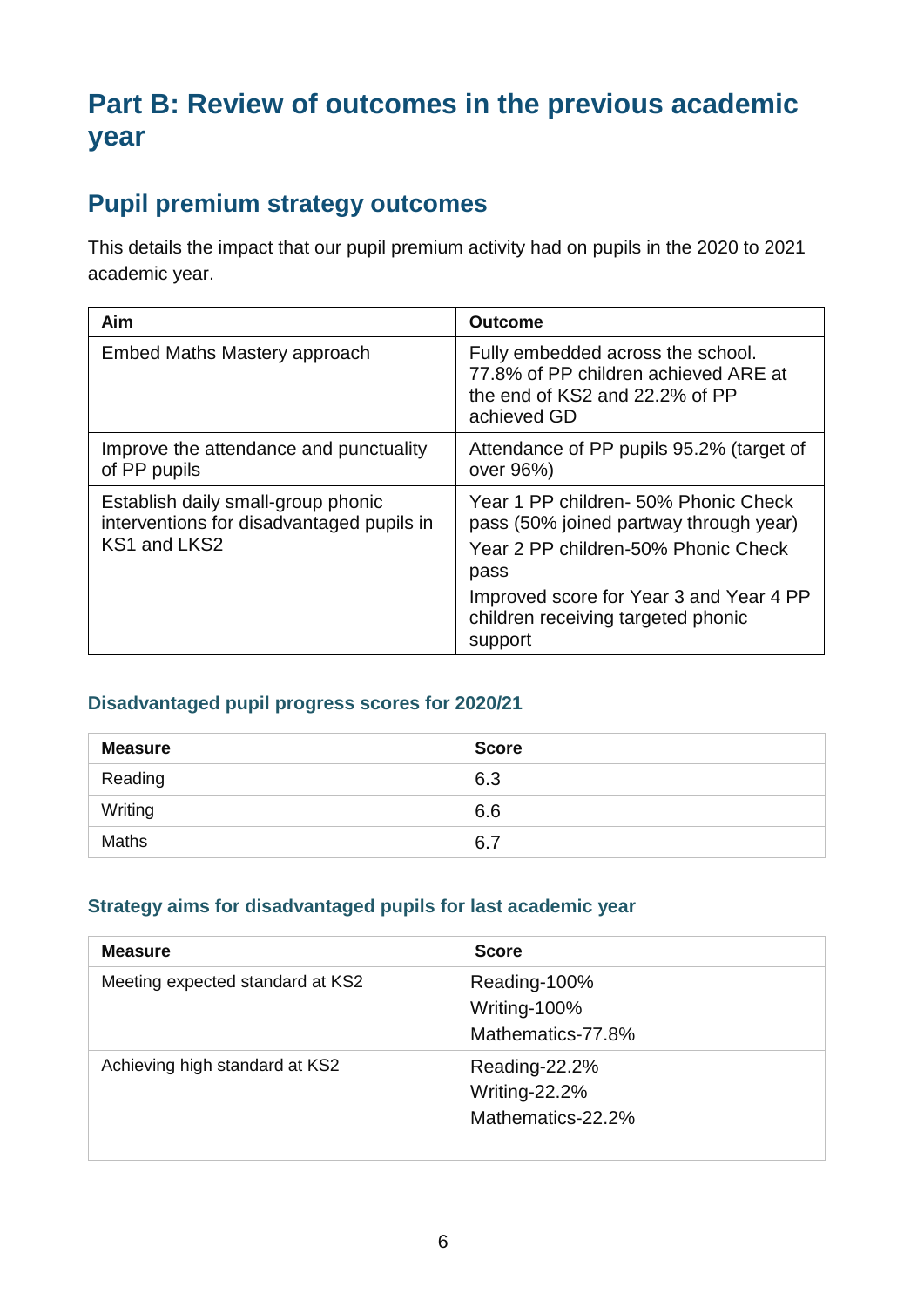# Part B: Review of outcomes in the previous academic year

## Pupil premium strategy outcomes

This details the impact that our pupil premium activity had on pupils in the 2020 to 2021 academic year.

| Aim | Outcome |
|---|---|
| Embed Maths Mastery approach | Fully embedded across the school. 77.8% of PP children achieved ARE at the end of KS2 and 22.2% of PP achieved GD |
| Improve the attendance and punctuality of PP pupils | Attendance of PP pupils 95.2% (target of over 96%) |
| Establish daily small-group phonic interventions for disadvantaged pupils in KS1 and LKS2 | Year 1 PP children- 50% Phonic Check pass (50% joined partway through year)<br>Year 2 PP children-50% Phonic Check pass<br>Improved score for Year 3 and Year 4 PP children receiving targeted phonic support |

### Disadvantaged pupil progress scores for 2020/21

| Measure | Score |
|---|---|
| Reading | 6.3 |
| Writing | 6.6 |
| Maths | 6.7 |

### Strategy aims for disadvantaged pupils for last academic year

| Measure | Score |
|---|---|
| Meeting expected standard at KS2 | Reading-100%<br>Writing-100%<br>Mathematics-77.8% |
| Achieving high standard at KS2 | Reading-22.2%<br>Writing-22.2%<br>Mathematics-22.2% |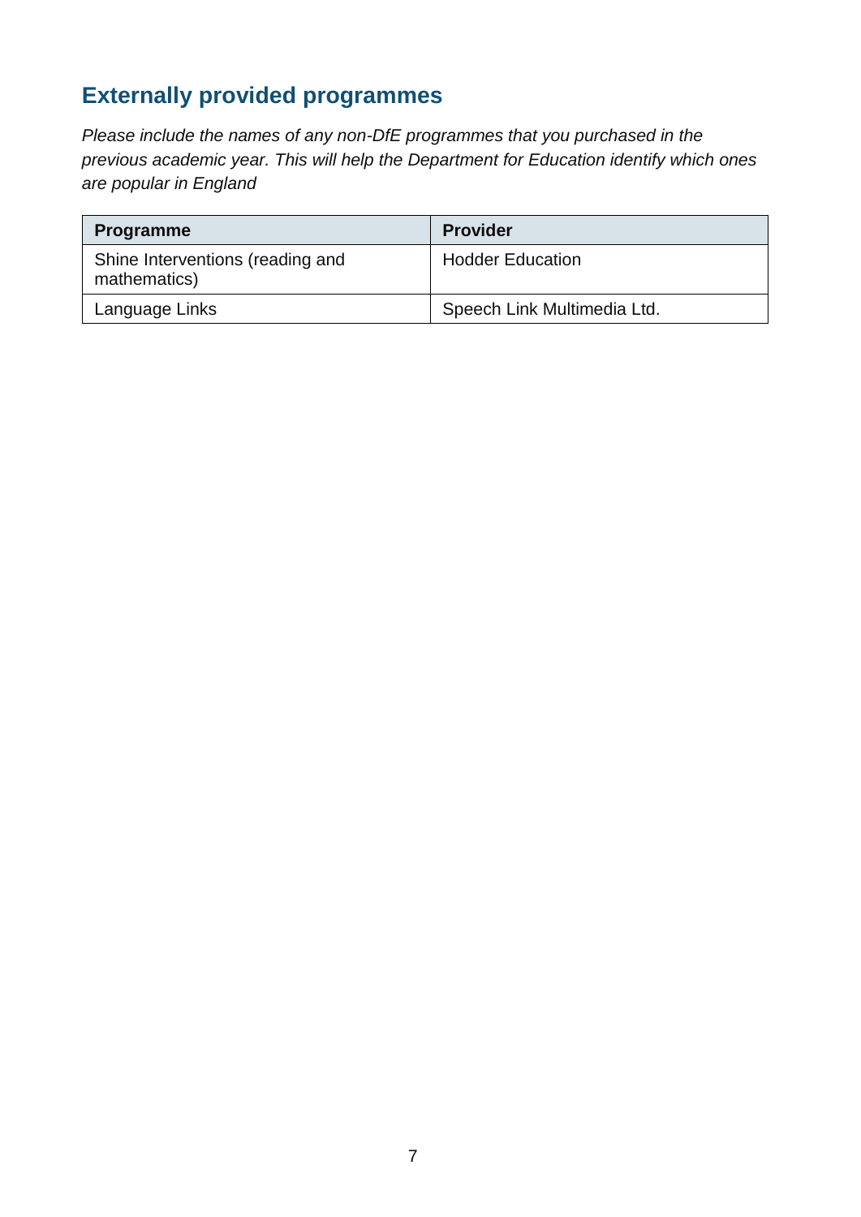## Externally provided programmes

*Please include the names of any non-DfE programmes that you purchased in the previous academic year. This will help the Department for Education identify which ones are popular in England*

| Programme | Provider |
| --- | --- |
| Shine Interventions (reading and mathematics) | Hodder Education |
| Language Links | Speech Link Multimedia Ltd. |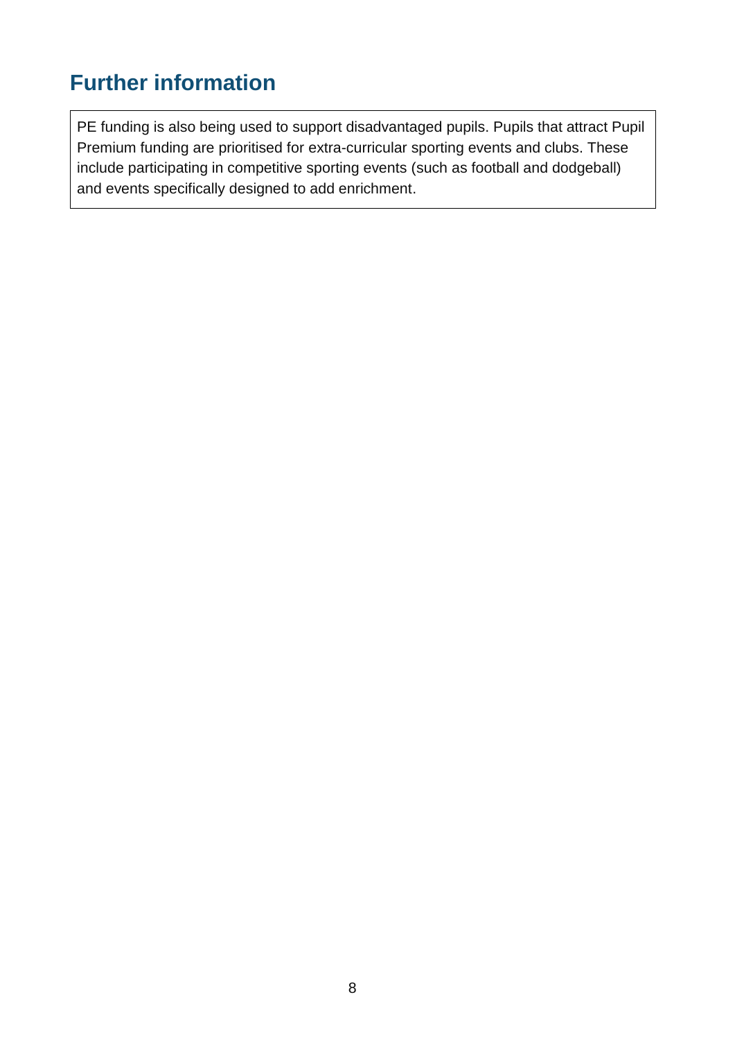## Further information

PE funding is also being used to support disadvantaged pupils. Pupils that attract Pupil Premium funding are prioritised for extra-curricular sporting events and clubs. These include participating in competitive sporting events (such as football and dodgeball) and events specifically designed to add enrichment.